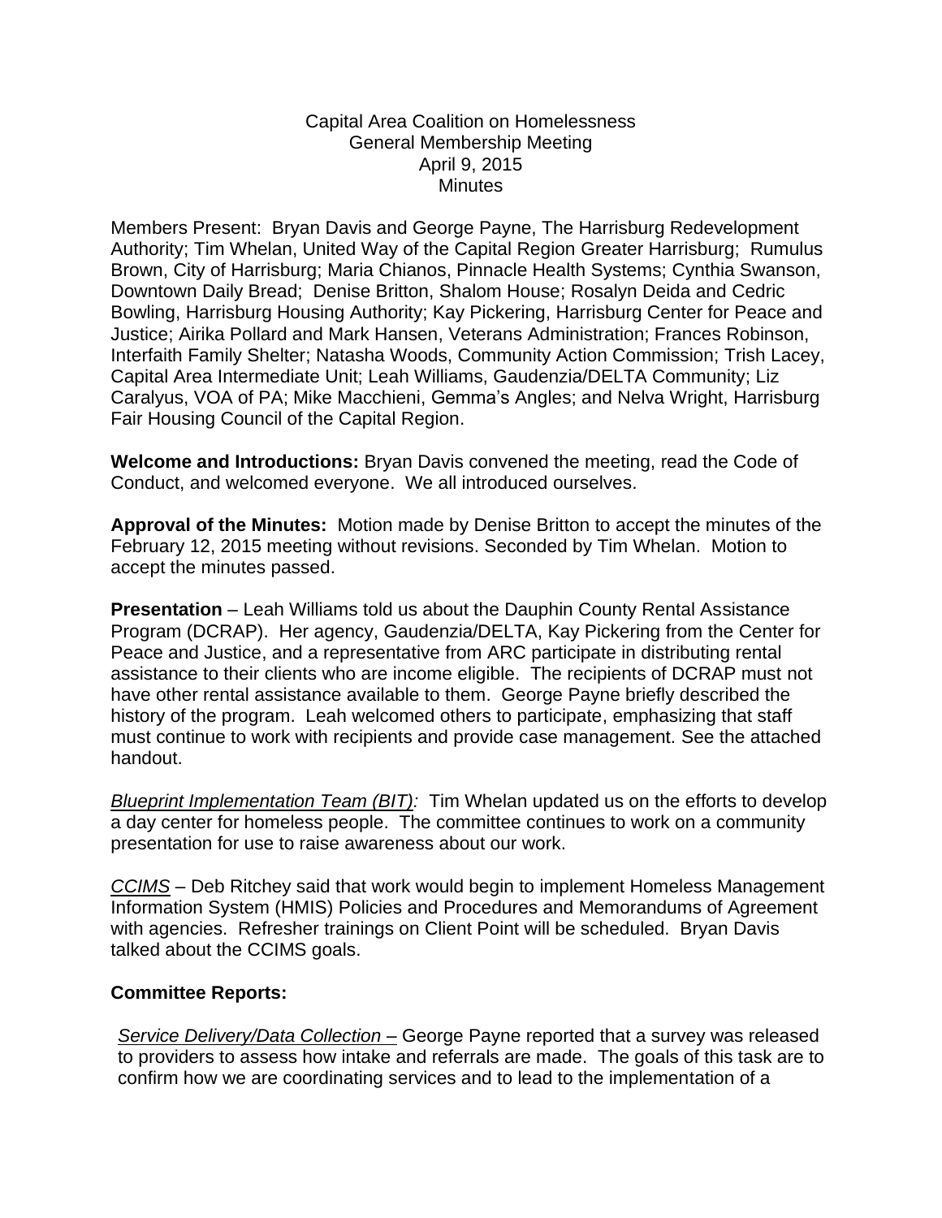Capital Area Coalition on Homelessness
General Membership Meeting
April 9, 2015
Minutes

Members Present: Bryan Davis and George Payne, The Harrisburg Redevelopment Authority; Tim Whelan, United Way of the Capital Region Greater Harrisburg; Rumulus Brown, City of Harrisburg; Maria Chianos, Pinnacle Health Systems; Cynthia Swanson, Downtown Daily Bread; Denise Britton, Shalom House; Rosalyn Deida and Cedric Bowling, Harrisburg Housing Authority; Kay Pickering, Harrisburg Center for Peace and Justice; Airika Pollard and Mark Hansen, Veterans Administration; Frances Robinson, Interfaith Family Shelter; Natasha Woods, Community Action Commission; Trish Lacey, Capital Area Intermediate Unit; Leah Williams, Gaudenzia/DELTA Community; Liz Caralyus, VOA of PA; Mike Macchieni, Gemma's Angles; and Nelva Wright, Harrisburg Fair Housing Council of the Capital Region.

**Welcome and Introductions:** Bryan Davis convened the meeting, read the Code of Conduct, and welcomed everyone. We all introduced ourselves.

**Approval of the Minutes:** Motion made by Denise Britton to accept the minutes of the February 12, 2015 meeting without revisions. Seconded by Tim Whelan. Motion to accept the minutes passed.

**Presentation** – Leah Williams told us about the Dauphin County Rental Assistance Program (DCRAP). Her agency, Gaudenzia/DELTA, Kay Pickering from the Center for Peace and Justice, and a representative from ARC participate in distributing rental assistance to their clients who are income eligible. The recipients of DCRAP must not have other rental assistance available to them. George Payne briefly described the history of the program. Leah welcomed others to participate, emphasizing that staff must continue to work with recipients and provide case management. See the attached handout.

*Blueprint Implementation Team (BIT):* Tim Whelan updated us on the efforts to develop a day center for homeless people. The committee continues to work on a community presentation for use to raise awareness about our work.

*CCIMS* – Deb Ritchey said that work would begin to implement Homeless Management Information System (HMIS) Policies and Procedures and Memorandums of Agreement with agencies. Refresher trainings on Client Point will be scheduled. Bryan Davis talked about the CCIMS goals.

**Committee Reports:**

*Service Delivery/Data Collection –* George Payne reported that a survey was released to providers to assess how intake and referrals are made. The goals of this task are to confirm how we are coordinating services and to lead to the implementation of a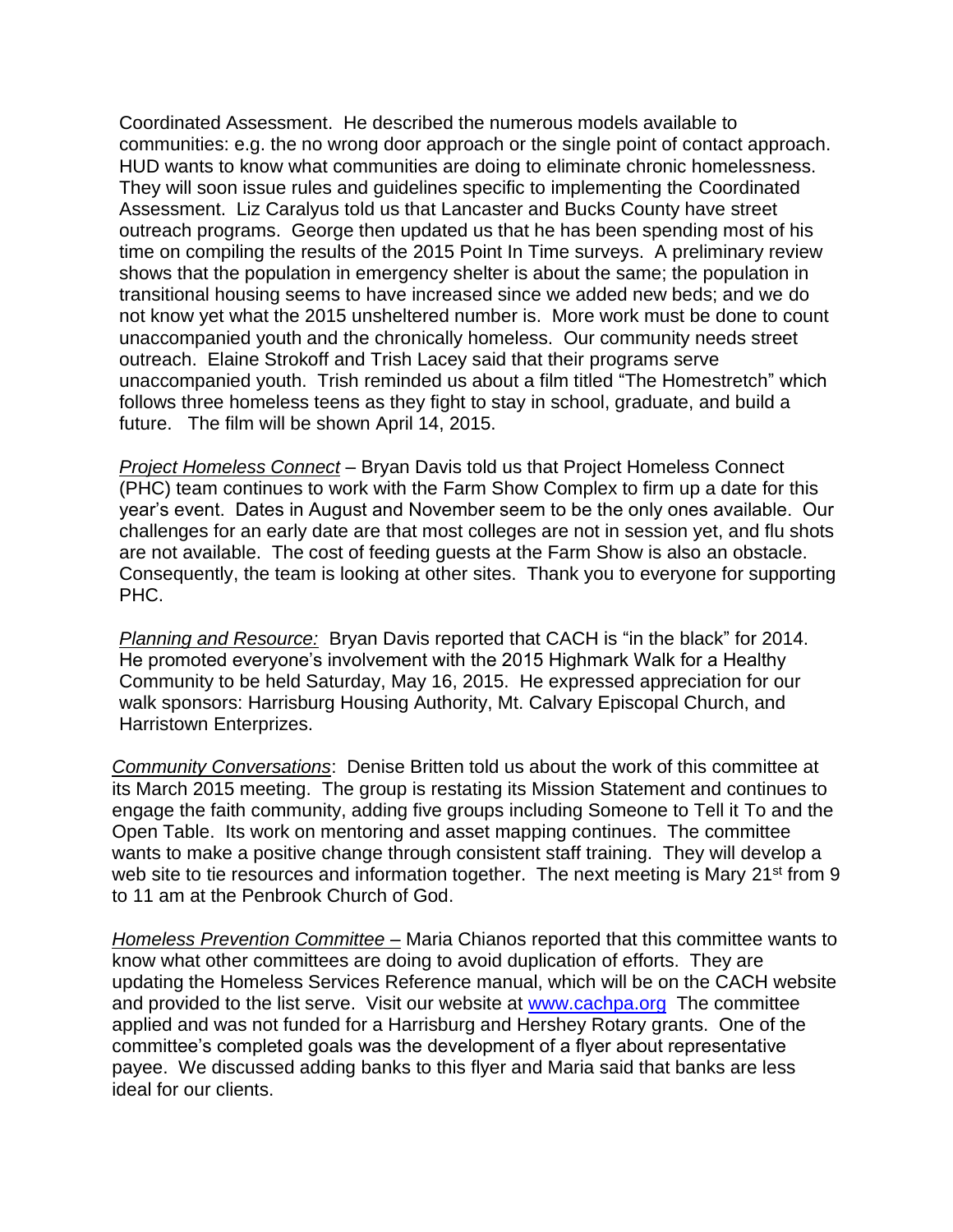Coordinated Assessment. He described the numerous models available to communities: e.g. the no wrong door approach or the single point of contact approach. HUD wants to know what communities are doing to eliminate chronic homelessness. They will soon issue rules and guidelines specific to implementing the Coordinated Assessment. Liz Caralyus told us that Lancaster and Bucks County have street outreach programs. George then updated us that he has been spending most of his time on compiling the results of the 2015 Point In Time surveys. A preliminary review shows that the population in emergency shelter is about the same; the population in transitional housing seems to have increased since we added new beds; and we do not know yet what the 2015 unsheltered number is. More work must be done to count unaccompanied youth and the chronically homeless. Our community needs street outreach. Elaine Strokoff and Trish Lacey said that their programs serve unaccompanied youth. Trish reminded us about a film titled "The Homestretch" which follows three homeless teens as they fight to stay in school, graduate, and build a future. The film will be shown April 14, 2015.

_Project Homeless Connect_ – Bryan Davis told us that Project Homeless Connect (PHC) team continues to work with the Farm Show Complex to firm up a date for this year's event. Dates in August and November seem to be the only ones available. Our challenges for an early date are that most colleges are not in session yet, and flu shots are not available. The cost of feeding guests at the Farm Show is also an obstacle. Consequently, the team is looking at other sites. Thank you to everyone for supporting PHC.

_Planning and Resource:_ Bryan Davis reported that CACH is "in the black" for 2014. He promoted everyone's involvement with the 2015 Highmark Walk for a Healthy Community to be held Saturday, May 16, 2015. He expressed appreciation for our walk sponsors: Harrisburg Housing Authority, Mt. Calvary Episcopal Church, and Harristown Enterprizes.

_Community Conversations_: Denise Britten told us about the work of this committee at its March 2015 meeting. The group is restating its Mission Statement and continues to engage the faith community, adding five groups including Someone to Tell it To and the Open Table. Its work on mentoring and asset mapping continues. The committee wants to make a positive change through consistent staff training. They will develop a web site to tie resources and information together. The next meeting is Mary 21st from 9 to 11 am at the Penbrook Church of God.

_Homeless Prevention Committee_ – Maria Chianos reported that this committee wants to know what other committees are doing to avoid duplication of efforts. They are updating the Homeless Services Reference manual, which will be on the CACH website and provided to the list serve. Visit our website at [www.cachpa.org](http://www.cachpa.org) The committee applied and was not funded for a Harrisburg and Hershey Rotary grants. One of the committee's completed goals was the development of a flyer about representative payee. We discussed adding banks to this flyer and Maria said that banks are less ideal for our clients.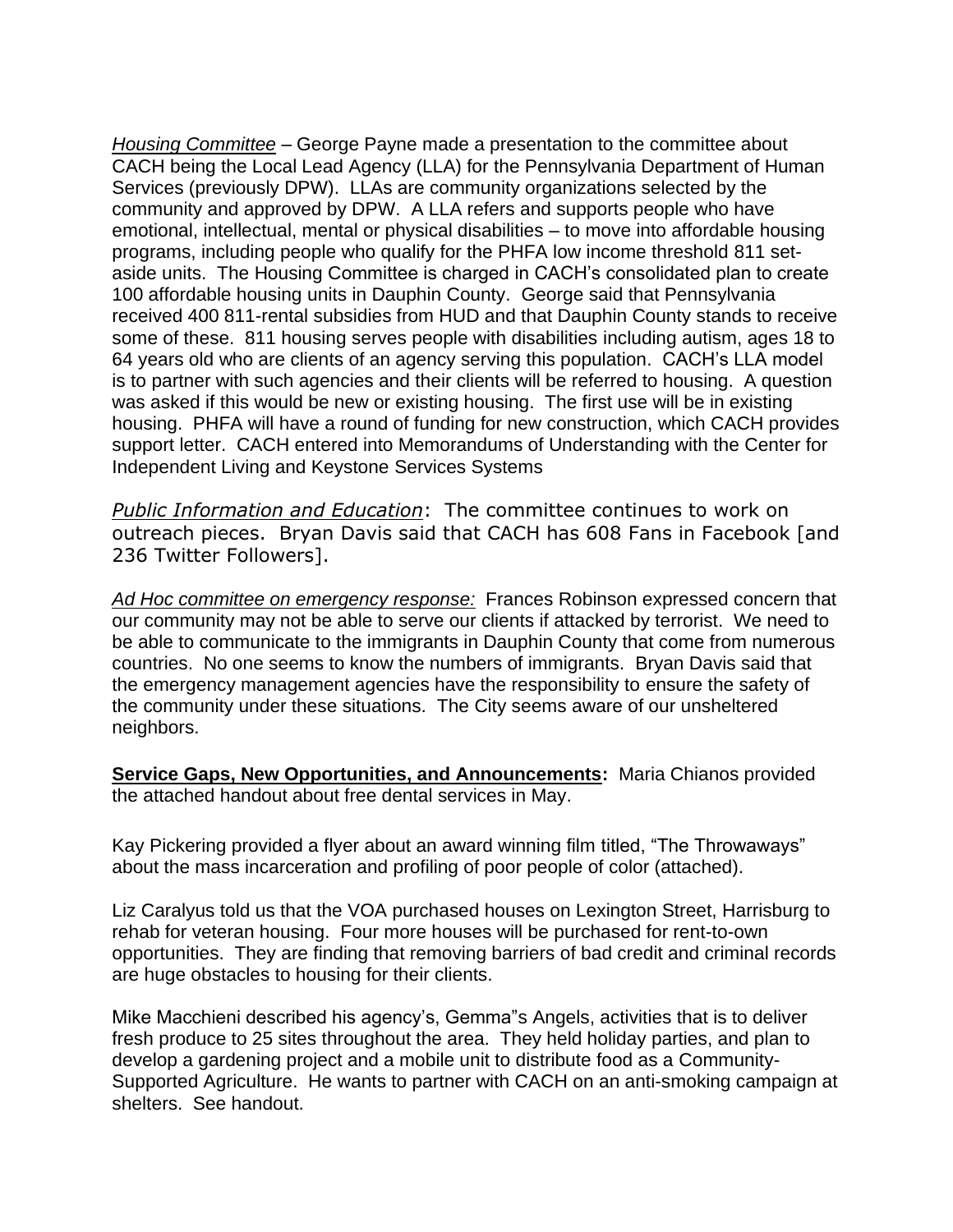*Housing Committee* – George Payne made a presentation to the committee about CACH being the Local Lead Agency (LLA) for the Pennsylvania Department of Human Services (previously DPW). LLAs are community organizations selected by the community and approved by DPW. A LLA refers and supports people who have emotional, intellectual, mental or physical disabilities – to move into affordable housing programs, including people who qualify for the PHFA low income threshold 811 set-aside units. The Housing Committee is charged in CACH's consolidated plan to create 100 affordable housing units in Dauphin County. George said that Pennsylvania received 400 811-rental subsidies from HUD and that Dauphin County stands to receive some of these. 811 housing serves people with disabilities including autism, ages 18 to 64 years old who are clients of an agency serving this population. CACH's LLA model is to partner with such agencies and their clients will be referred to housing. A question was asked if this would be new or existing housing. The first use will be in existing housing. PHFA will have a round of funding for new construction, which CACH provides support letter. CACH entered into Memorandums of Understanding with the Center for Independent Living and Keystone Services Systems

*Public Information and Education*: The committee continues to work on outreach pieces. Bryan Davis said that CACH has 608 Fans in Facebook [and 236 Twitter Followers].

*Ad Hoc committee on emergency response:* Frances Robinson expressed concern that our community may not be able to serve our clients if attacked by terrorist. We need to be able to communicate to the immigrants in Dauphin County that come from numerous countries. No one seems to know the numbers of immigrants. Bryan Davis said that the emergency management agencies have the responsibility to ensure the safety of the community under these situations. The City seems aware of our unsheltered neighbors.

**Service Gaps, New Opportunities, and Announcements:** Maria Chianos provided the attached handout about free dental services in May.

Kay Pickering provided a flyer about an award winning film titled, "The Throwaways" about the mass incarceration and profiling of poor people of color (attached).

Liz Caralyus told us that the VOA purchased houses on Lexington Street, Harrisburg to rehab for veteran housing. Four more houses will be purchased for rent-to-own opportunities. They are finding that removing barriers of bad credit and criminal records are huge obstacles to housing for their clients.

Mike Macchieni described his agency's, Gemma"s Angels, activities that is to deliver fresh produce to 25 sites throughout the area. They held holiday parties, and plan to develop a gardening project and a mobile unit to distribute food as a Community-Supported Agriculture. He wants to partner with CACH on an anti-smoking campaign at shelters. See handout.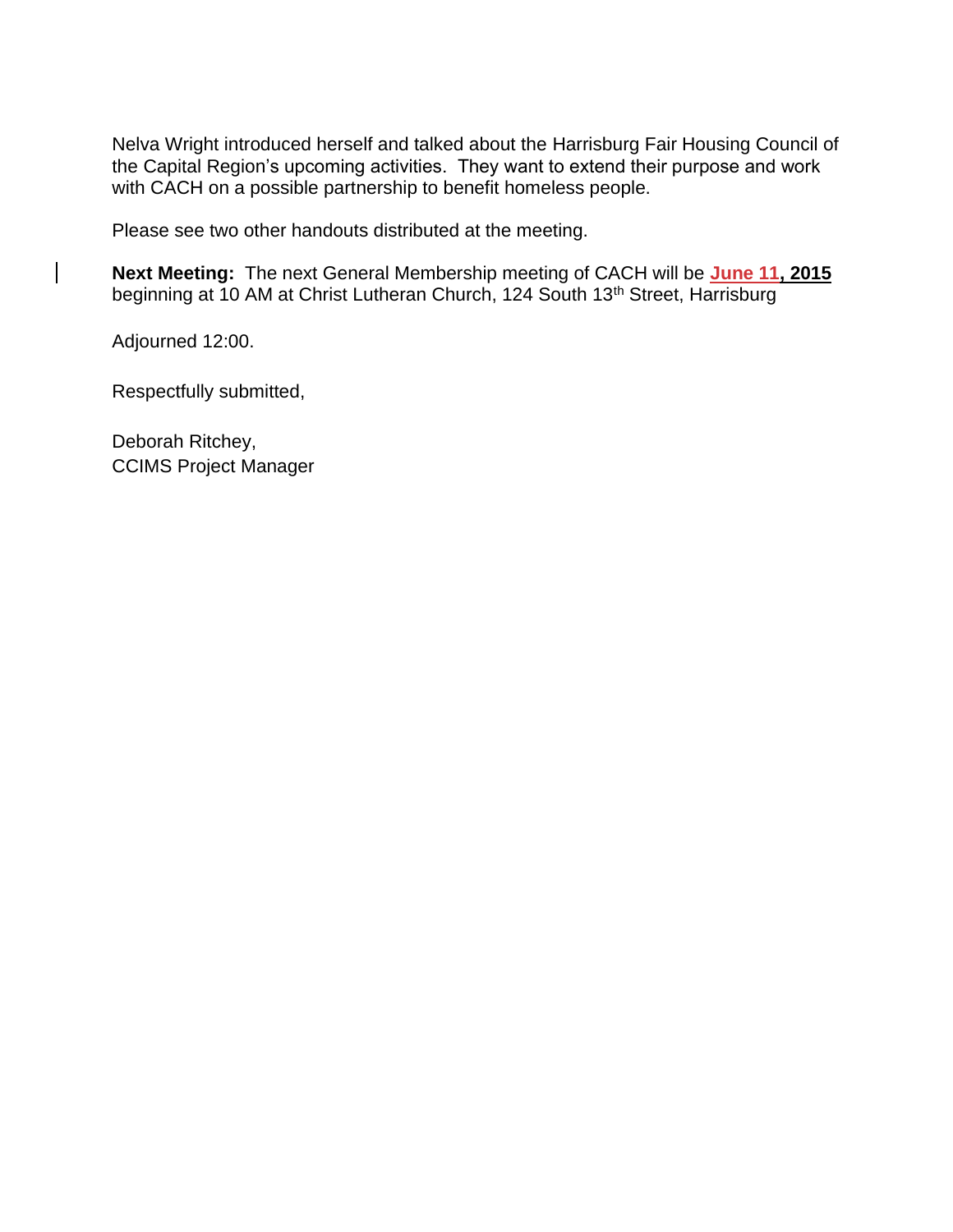Nelva Wright introduced herself and talked about the Harrisburg Fair Housing Council of the Capital Region's upcoming activities. They want to extend their purpose and work with CACH on a possible partnership to benefit homeless people.

Please see two other handouts distributed at the meeting.

**Next Meeting:** The next General Membership meeting of CACH will be **June 11, 2015** beginning at 10 AM at Christ Lutheran Church, 124 South 13th Street, Harrisburg

Adjourned 12:00.

Respectfully submitted,

Deborah Ritchey,
CCIMS Project Manager